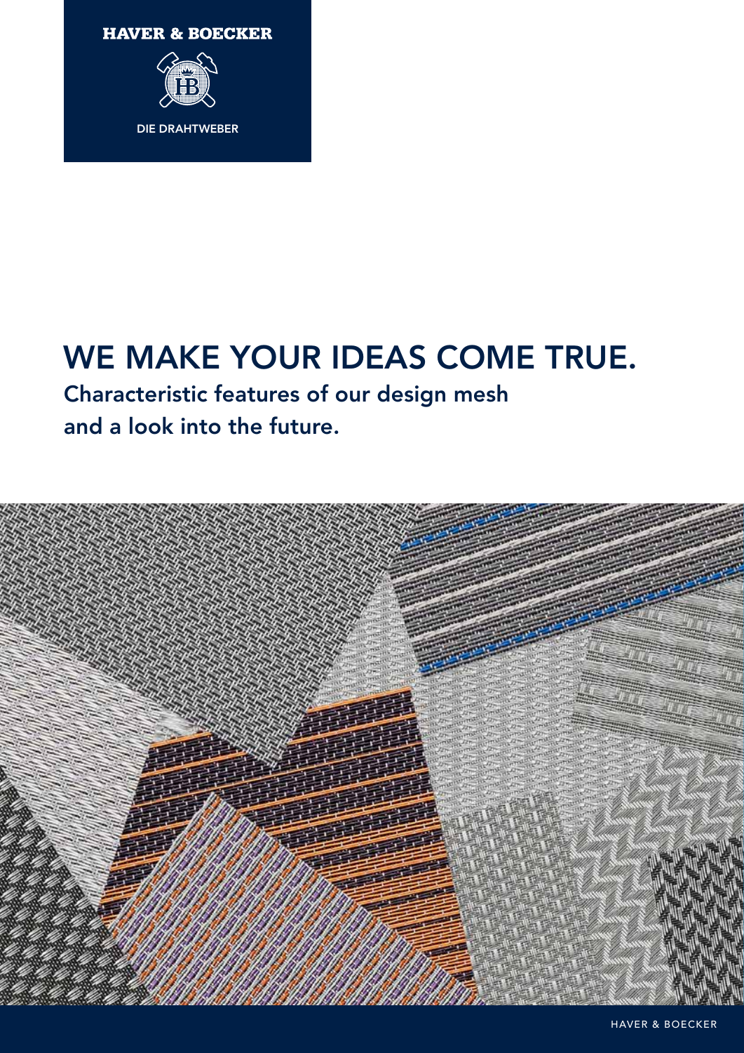HAVER & BOECKER

DIE DRAHTWEBER

# WE MAKE YOUR IDEAS COME TRUE.

## Characteristic features of our design mesh and a look into the future.

HAVER & BOECKER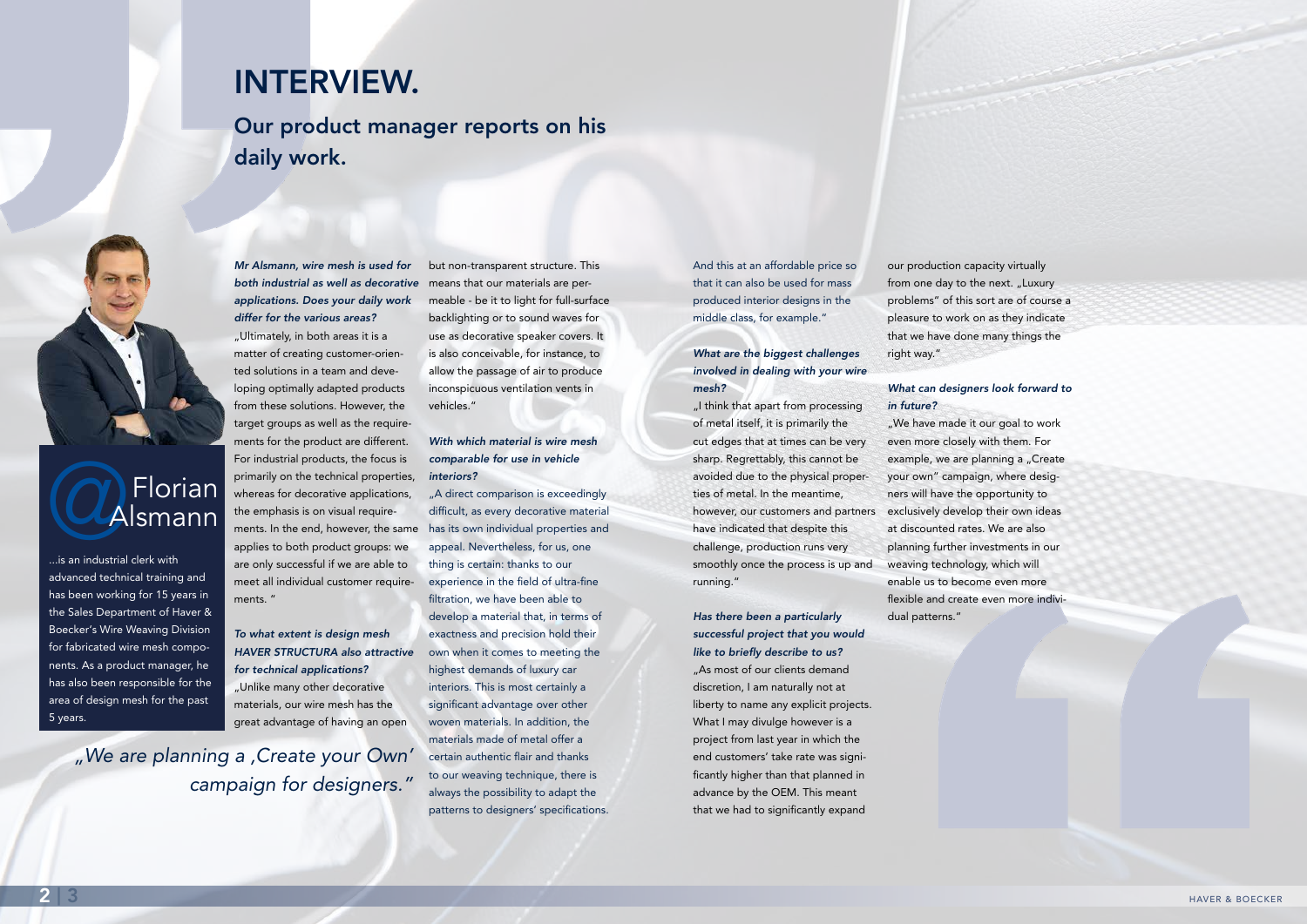# INTERVIEW.

## Our product manager reports on his daily work.

**Florian Alsmann**

...is an industrial clerk with advanced technical training and has been working for 15 years in the Sales Department of Haver & Boecker's Wire Weaving Division for fabricated wire mesh components. As a product manager, he has also been responsible for the area of design mesh for the past 5 years.

*„We are planning a ‚Create your Own' campaign for designers."*

***Mr Alsmann, wire mesh is used for both industrial as well as decorative applications. Does your daily work differ for the various areas?***

„Ultimately, in both areas it is a matter of creating customer-oriented solutions in a team and developing optimally adapted products from these solutions. However, the target groups as well as the requirements for the product are different. For industrial products, the focus is primarily on the technical properties, whereas for decorative applications, the emphasis is on visual requirements. In the end, however, the same applies to both product groups: we are only successful if we are able to meet all individual customer requirements. "

***To what extent is design mesh HAVER STRUCTURA also attractive for technical applications?***

„Unlike many other decorative materials, our wire mesh has the great advantage of having an open but non-transparent structure. This means that our materials are permeable - be it to light for full-surface backlighting or to sound waves for use as decorative speaker covers. It is also conceivable, for instance, to allow the passage of air to produce inconspicuous ventilation vents in vehicles."

***With which material is wire mesh comparable for use in vehicle interiors?***

„A direct comparison is exceedingly difficult, as every decorative material has its own individual properties and appeal. Nevertheless, for us, one thing is certain: thanks to our experience in the field of ultra-fine filtration, we have been able to develop a material that, in terms of exactness and precision hold their own when it comes to meeting the highest demands of luxury car interiors. This is most certainly a significant advantage over other woven materials. In addition, the materials made of metal offer a certain authentic flair and thanks to our weaving technique, there is always the possibility to adapt the patterns to designers' specifications. And this at an affordable price so that it can also be used for mass produced interior designs in the middle class, for example."

***What are the biggest challenges involved in dealing with your wire mesh?***

„I think that apart from processing of metal itself, it is primarily the cut edges that at times can be very sharp. Regrettably, this cannot be avoided due to the physical properties of metal. In the meantime, however, our customers and partners have indicated that despite this challenge, production runs very smoothly once the process is up and running."

***Has there been a particularly successful project that you would like to briefly describe to us?***

„As most of our clients demand discretion, I am naturally not at liberty to name any explicit projects. What I may divulge however is a project from last year in which the end customers' take rate was significantly higher than that planned in advance by the OEM. This meant that we had to significantly expand our production capacity virtually from one day to the next. „Luxury problems" of this sort are of course a pleasure to work on as they indicate that we have done many things the right way."

***What can designers look forward to in future?***

„We have made it our goal to work even more closely with them. For example, we are planning a „Create your own" campaign, where designers will have the opportunity to exclusively develop their own ideas at discounted rates. We are also planning further investments in our weaving technology, which will enable us to become even more flexible and create even more individual patterns."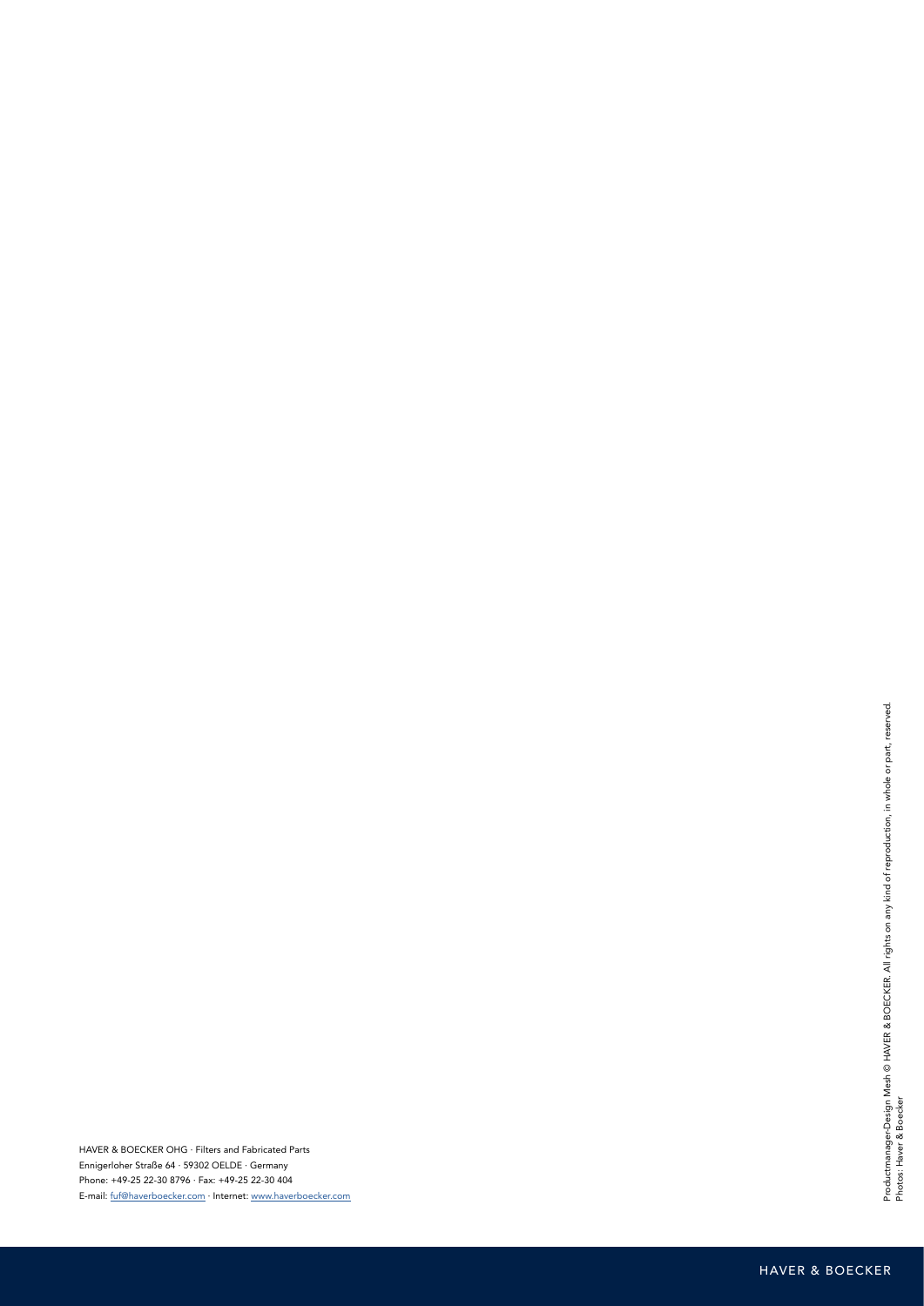HAVER & BOECKER OHG · Filters and Fabricated Parts
Ennigerloher Straße 64 · 59302 OELDE · Germany
Phone: +49-25 22-30 8796 · Fax: +49-25 22-30 404
E-mail: fuf@haverboecker.com · Internet: www.haverboecker.com

Productmanager-Design Mesh © HAVER & BOECKER. All rights on any kind of reproduction, in whole or part, reserved.
Photos: Haver & Boecker

HAVER & BOECKER